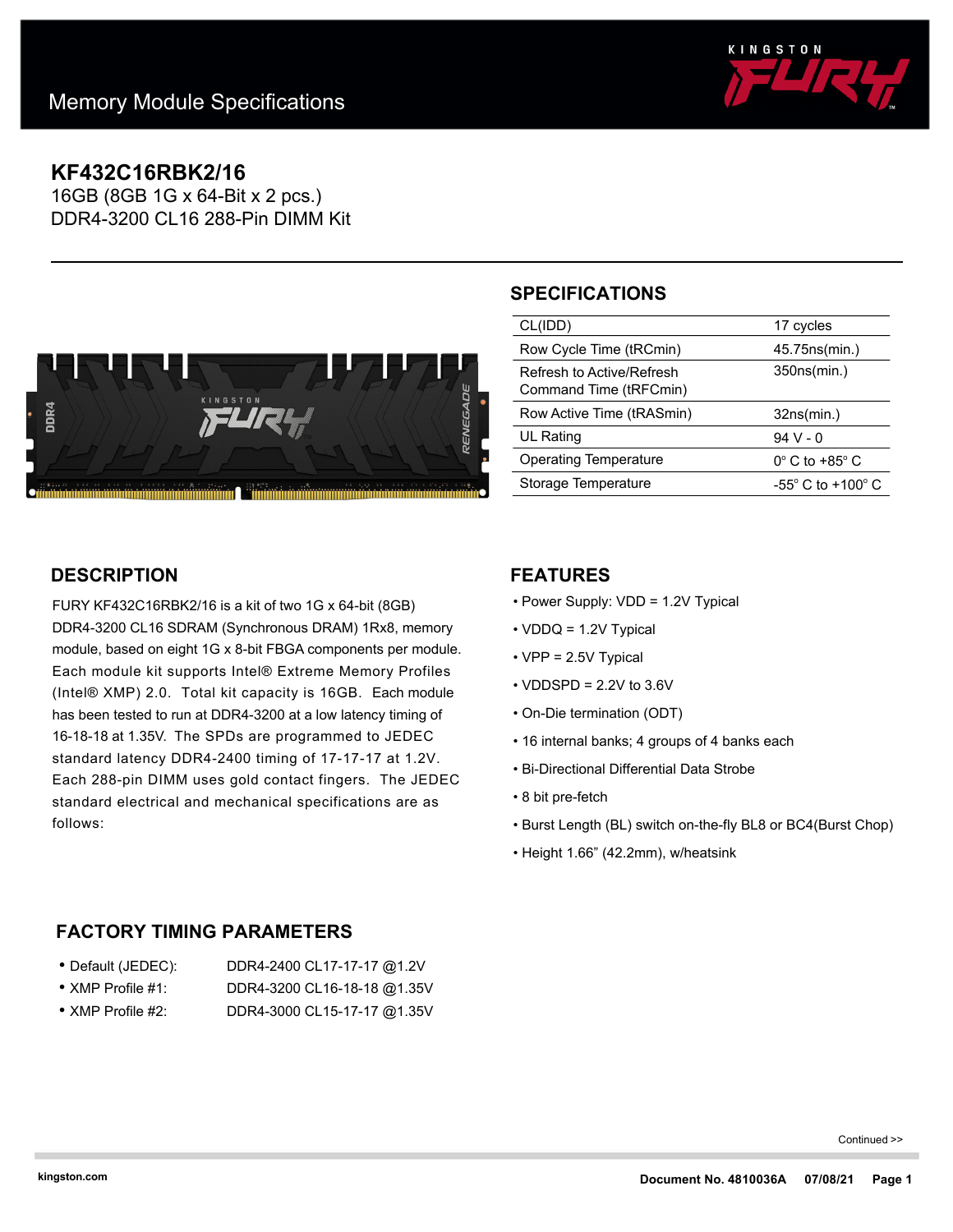Memory Module Specifications

# KF432C16RBK2/16

16GB (8GB 1G x 64-Bit x 2 pcs.)
DDR4-3200 CL16 288-Pin DIMM Kit

## SPECIFICATIONS

| | |
|---|---|
| CL(IDD) | 17 cycles |
| Row Cycle Time (tRCmin) | 45.75ns(min.) |
| Refresh to Active/Refresh Command Time (tRFCmin) | 350ns(min.) |
| Row Active Time (tRASmin) | 32ns(min.) |
| UL Rating | 94 V - 0 |
| Operating Temperature | 0° C to +85° C |
| Storage Temperature | -55° C to +100° C |

## DESCRIPTION

FURY KF432C16RBK2/16 is a kit of two 1G x 64-bit (8GB) DDR4-3200 CL16 SDRAM (Synchronous DRAM) 1Rx8, memory module, based on eight 1G x 8-bit FBGA components per module. Each module kit supports Intel® Extreme Memory Profiles (Intel® XMP) 2.0. Total kit capacity is 16GB. Each module has been tested to run at DDR4-3200 at a low latency timing of 16-18-18 at 1.35V. The SPDs are programmed to JEDEC standard latency DDR4-2400 timing of 17-17-17 at 1.2V. Each 288-pin DIMM uses gold contact fingers. The JEDEC standard electrical and mechanical specifications are as follows:

## FEATURES

- Power Supply: VDD = 1.2V Typical
- VDDQ = 1.2V Typical
- VPP = 2.5V Typical
- VDDSPD = 2.2V to 3.6V
- On-Die termination (ODT)
- 16 internal banks; 4 groups of 4 banks each
- Bi-Directional Differential Data Strobe
- 8 bit pre-fetch
- Burst Length (BL) switch on-the-fly BL8 or BC4(Burst Chop)
- Height 1.66" (42.2mm), w/heatsink

## FACTORY TIMING PARAMETERS

- Default (JEDEC): DDR4-2400 CL17-17-17 @1.2V
- XMP Profile #1: DDR4-3200 CL16-18-18 @1.35V
- XMP Profile #2: DDR4-3000 CL15-17-17 @1.35V

Continued >>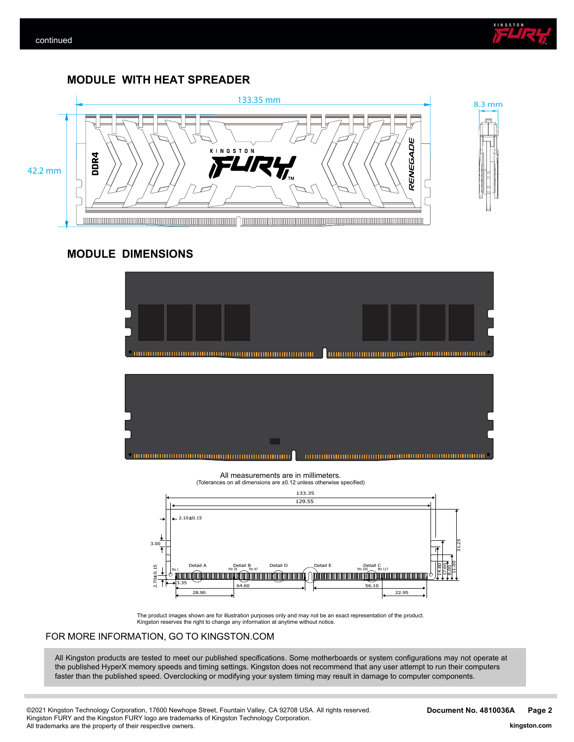continued

## MODULE WITH HEAT SPREADER

133.35 mm

8.3 mm

42.2 mm

DDR4

KINGSTON FURY

RENEGADE

## MODULE DIMENSIONS

All measurements are in millimeters.
(Tolerances on all dimensions are ±0.12 unless otherwise specified)

133.35
129.55
2.10±0.15
3.00
2.70±0.15
Pin 1
Detail A
Detail B
Pin 35
Pin 47
Detail D
Detail E
Detail C
Pin 105
Pin 117
3.35
28.90
64.60
56.10
22.95
31.25
14.60
17.60
9.50
11.00

The product images shown are for illustration purposes only and may not be an exact representation of the product.
Kingston reserves the right to change any information at anytime without notice.

FOR MORE INFORMATION, GO TO KINGSTON.COM

All Kingston products are tested to meet our published specifications. Some motherboards or system configurations may not operate at the published HyperX memory speeds and timing settings. Kingston does not recommend that any user attempt to run their computers faster than the published speed. Overclocking or modifying your system timing may result in damage to computer components.

©2021 Kingston Technology Corporation, 17600 Newhope Street, Fountain Valley, CA 92708 USA. All rights reserved.
Kingston FURY and the Kingston FURY logo are trademarks of Kingston Technology Corporation.
All trademarks are the property of their respective owners.

**Document No. 4810036A**

kingston.com